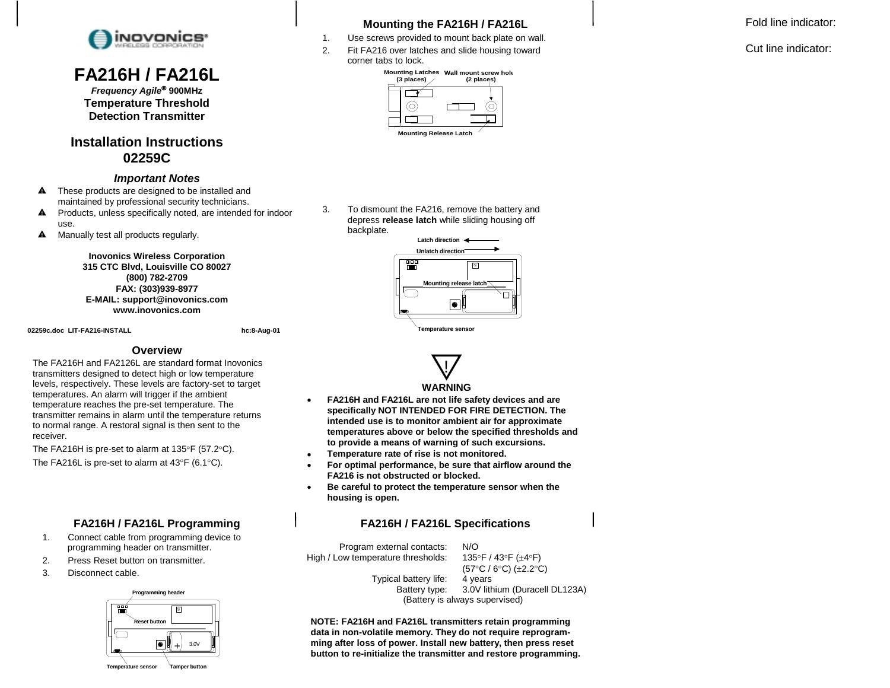# FA216H / FA216L

***Frequency Agile®* 900MHz**
**Temperature Threshold Detection Transmitter**

## Installation Instructions 02259C

### *Important Notes*

- ▲ These products are designed to be installed and maintained by professional security technicians.
- ▲ Products, unless specifically noted, are intended for indoor use.
- ▲ Manually test all products regularly.

**Inovonics Wireless Corporation**
**315 CTC Blvd, Louisville CO 80027**
**(800) 782-2709**
**FAX: (303)939-8977**
**E-MAIL: support@inovonics.com**
**www.inovonics.com**

**02259c.doc LIT-FA216-INSTALL** **hc:8-Aug-01**

## Overview

The FA216H and FA2126L are standard format Inovonics transmitters designed to detect high or low temperature levels, respectively. These levels are factory-set to target temperatures. An alarm will trigger if the ambient temperature reaches the pre-set temperature. The transmitter remains in alarm until the temperature returns to normal range. A restoral signal is then sent to the receiver.

The FA216H is pre-set to alarm at 135°F (57.2°C).

The FA216L is pre-set to alarm at 43°F (6.1°C).

## FA216H / FA216L Programming

1. Connect cable from programming device to programming header on transmitter.
2. Press Reset button on transmitter.
3. Disconnect cable.

Programming header
Reset button
3.0V
Temperature sensor Tamper button

## Mounting the FA216H / FA216L

1. Use screws provided to mount back plate on wall.
2. Fit FA216 over latches and slide housing toward corner tabs to lock.

Mounting Latches (3 places) Wall mount screw hole (2 places)
Mounting Release Latch

3. To dismount the FA216, remove the battery and depress **release latch** while sliding housing off backplate.

Latch direction
Unlatch direction
Mounting release latch
Temperature sensor

### WARNING

- **FA216H and FA216L are not life safety devices and are specifically NOT INTENDED FOR FIRE DETECTION. The intended use is to monitor ambient air for approximate temperatures above or below the specified thresholds and to provide a means of warning of such excursions.**
- **Temperature rate of rise is not monitored.**
- **For optimal performance, be sure that airflow around the FA216 is not obstructed or blocked.**
- **Be careful to protect the temperature sensor when the housing is open.**

## FA216H / FA216L Specifications

| | |
|---|---|
| Program external contacts: | N/O |
| High / Low temperature thresholds: | 135°F / 43°F (±4°F) (57°C / 6°C) (±2.2°C) |
| Typical battery life: | 4 years |
| Battery type: | 3.0V lithium (Duracell DL123A) |

(Battery is always supervised)

**NOTE: FA216H and FA216L transmitters retain programming data in non-volatile memory. They do not require reprogramming after loss of power. Install new battery, then press reset button to re-initialize the transmitter and restore programming.**

Fold line indicator:

Cut line indicator: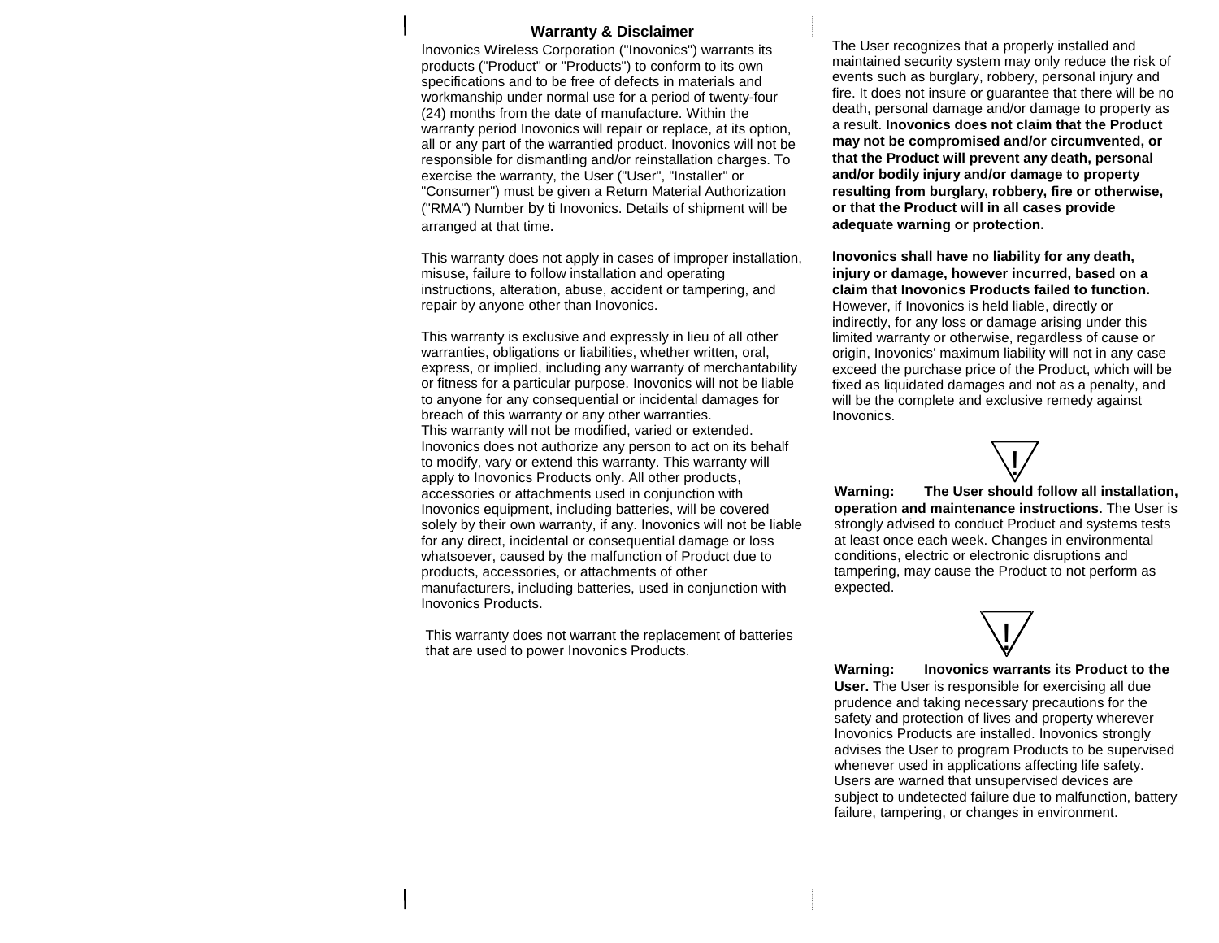## Warranty & Disclaimer

Inovonics Wireless Corporation ("Inovonics") warrants its products ("Product" or "Products") to conform to its own specifications and to be free of defects in materials and workmanship under normal use for a period of twenty-four (24) months from the date of manufacture. Within the warranty period Inovonics will repair or replace, at its option, all or any part of the warrantied product. Inovonics will not be responsible for dismantling and/or reinstallation charges. To exercise the warranty, the User ("User", "Installer" or "Consumer") must be given a Return Material Authorization ("RMA") Number by ti Inovonics. Details of shipment will be arranged at that time.

This warranty does not apply in cases of improper installation, misuse, failure to follow installation and operating instructions, alteration, abuse, accident or tampering, and repair by anyone other than Inovonics.

This warranty is exclusive and expressly in lieu of all other warranties, obligations or liabilities, whether written, oral, express, or implied, including any warranty of merchantability or fitness for a particular purpose. Inovonics will not be liable to anyone for any consequential or incidental damages for breach of this warranty or any other warranties.
This warranty will not be modified, varied or extended. Inovonics does not authorize any person to act on its behalf to modify, vary or extend this warranty. This warranty will apply to Inovonics Products only. All other products, accessories or attachments used in conjunction with Inovonics equipment, including batteries, will be covered solely by their own warranty, if any. Inovonics will not be liable for any direct, incidental or consequential damage or loss whatsoever, caused by the malfunction of Product due to products, accessories, or attachments of other manufacturers, including batteries, used in conjunction with Inovonics Products.

This warranty does not warrant the replacement of batteries that are used to power Inovonics Products.

The User recognizes that a properly installed and maintained security system may only reduce the risk of events such as burglary, robbery, personal injury and fire. It does not insure or guarantee that there will be no death, personal damage and/or damage to property as a result. **Inovonics does not claim that the Product may not be compromised and/or circumvented, or that the Product will prevent any death, personal and/or bodily injury and/or damage to property resulting from burglary, robbery, fire or otherwise, or that the Product will in all cases provide adequate warning or protection.**

**Inovonics shall have no liability for any death, injury or damage, however incurred, based on a claim that Inovonics Products failed to function.** However, if Inovonics is held liable, directly or indirectly, for any loss or damage arising under this limited warranty or otherwise, regardless of cause or origin, Inovonics' maximum liability will not in any case exceed the purchase price of the Product, which will be fixed as liquidated damages and not as a penalty, and will be the complete and exclusive remedy against Inovonics.

**Warning: The User should follow all installation, operation and maintenance instructions.** The User is strongly advised to conduct Product and systems tests at least once each week. Changes in environmental conditions, electric or electronic disruptions and tampering, may cause the Product to not perform as expected.

**Warning: Inovonics warrants its Product to the User.** The User is responsible for exercising all due prudence and taking necessary precautions for the safety and protection of lives and property wherever Inovonics Products are installed. Inovonics strongly advises the User to program Products to be supervised whenever used in applications affecting life safety. Users are warned that unsupervised devices are subject to undetected failure due to malfunction, battery failure, tampering, or changes in environment.